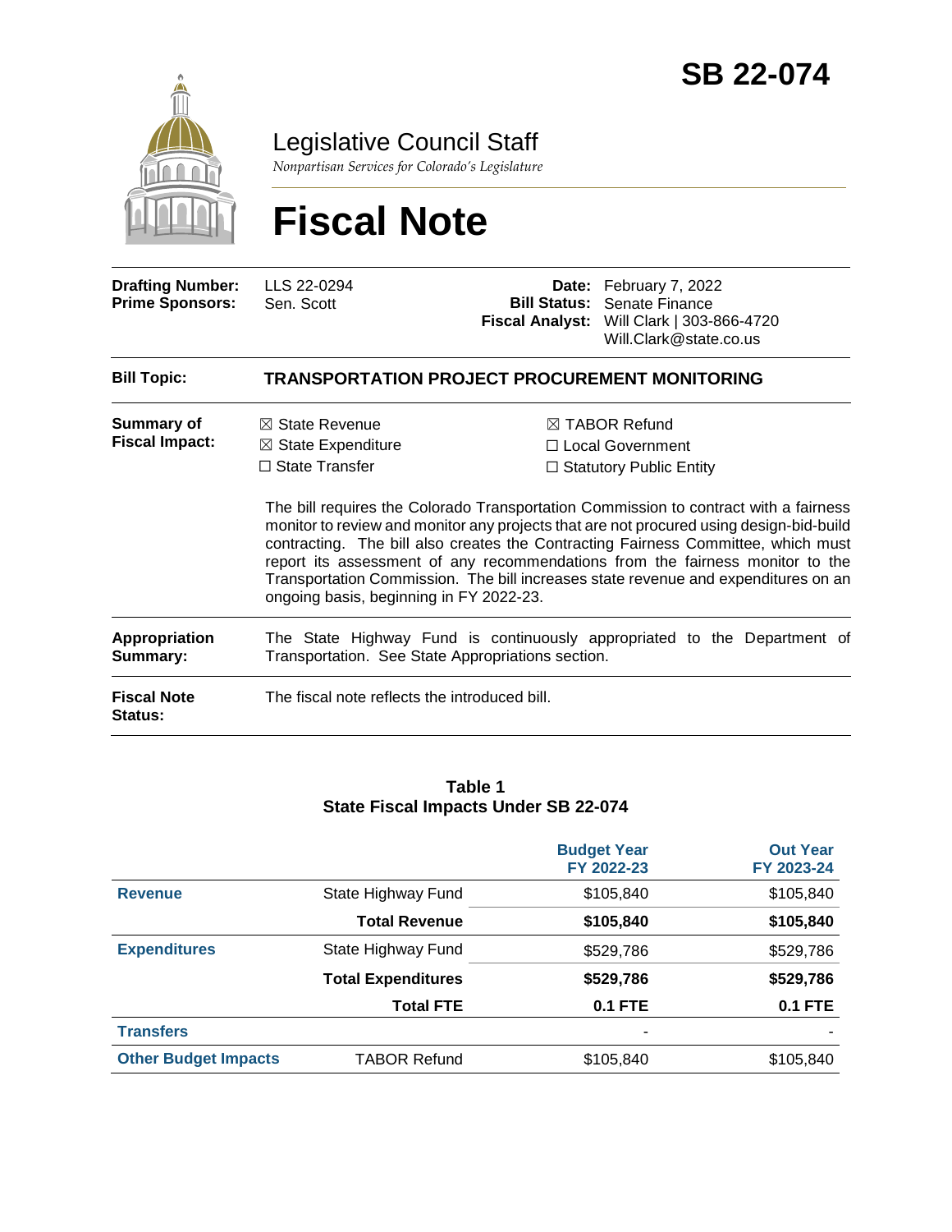# SB 22-074

Legislative Council Staff

*Nonpartisan Services for Colorado's Legislature*

# Fiscal Note

| | | | |
|---|---|---|---|
| **Drafting Number:** | LLS 22-0294 | **Date:** | February 7, 2022 |
| **Prime Sponsors:** | Sen. Scott | **Bill Status:** | Senate Finance |
| | | **Fiscal Analyst:** | Will Clark \| 303-866-4720 Will.Clark@state.co.us |

**Bill Topic:** **TRANSPORTATION PROJECT PROCUREMENT MONITORING**

**Summary of Fiscal Impact:**

☒ State Revenue
☒ State Expenditure
☐ State Transfer
☒ TABOR Refund
☐ Local Government
☐ Statutory Public Entity

The bill requires the Colorado Transportation Commission to contract with a fairness monitor to review and monitor any projects that are not procured using design-bid-build contracting. The bill also creates the Contracting Fairness Committee, which must report its assessment of any recommendations from the fairness monitor to the Transportation Commission. The bill increases state revenue and expenditures on an ongoing basis, beginning in FY 2022-23.

**Appropriation Summary:** The State Highway Fund is continuously appropriated to the Department of Transportation. See State Appropriations section.

**Fiscal Note Status:** The fiscal note reflects the introduced bill.

**Table 1**
**State Fiscal Impacts Under SB 22-074**

| | | Budget Year FY 2022-23 | Out Year FY 2023-24 |
|---|---|---|---|
| **Revenue** | State Highway Fund | $105,840 | $105,840 |
| | **Total Revenue** | **$105,840** | **$105,840** |
| **Expenditures** | State Highway Fund | $529,786 | $529,786 |
| | **Total Expenditures** | **$529,786** | **$529,786** |
| | **Total FTE** | **0.1 FTE** | **0.1 FTE** |
| **Transfers** | | - | - |
| **Other Budget Impacts** | TABOR Refund | $105,840 | $105,840 |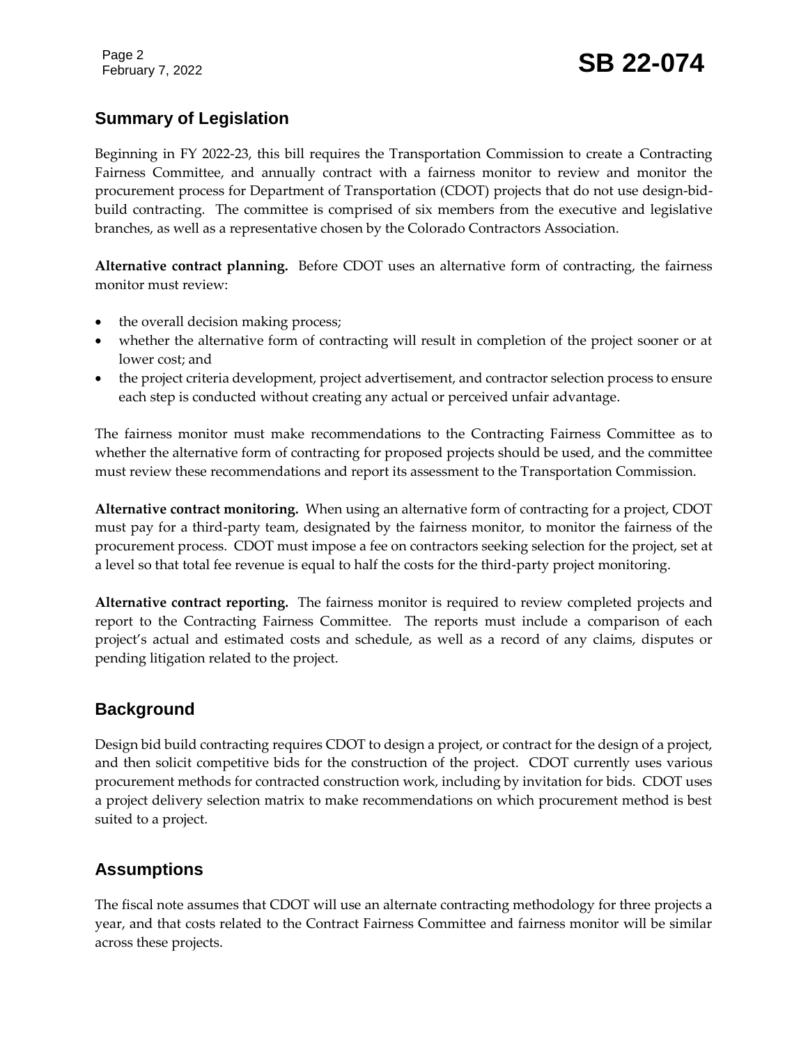## Summary of Legislation

Beginning in FY 2022-23, this bill requires the Transportation Commission to create a Contracting Fairness Committee, and annually contract with a fairness monitor to review and monitor the procurement process for Department of Transportation (CDOT) projects that do not use design-bid-build contracting. The committee is comprised of six members from the executive and legislative branches, as well as a representative chosen by the Colorado Contractors Association.

**Alternative contract planning.** Before CDOT uses an alternative form of contracting, the fairness monitor must review:

- the overall decision making process;
- whether the alternative form of contracting will result in completion of the project sooner or at lower cost; and
- the project criteria development, project advertisement, and contractor selection process to ensure each step is conducted without creating any actual or perceived unfair advantage.

The fairness monitor must make recommendations to the Contracting Fairness Committee as to whether the alternative form of contracting for proposed projects should be used, and the committee must review these recommendations and report its assessment to the Transportation Commission.

**Alternative contract monitoring.** When using an alternative form of contracting for a project, CDOT must pay for a third-party team, designated by the fairness monitor, to monitor the fairness of the procurement process. CDOT must impose a fee on contractors seeking selection for the project, set at a level so that total fee revenue is equal to half the costs for the third-party project monitoring.

**Alternative contract reporting.** The fairness monitor is required to review completed projects and report to the Contracting Fairness Committee. The reports must include a comparison of each project's actual and estimated costs and schedule, as well as a record of any claims, disputes or pending litigation related to the project.

## Background

Design bid build contracting requires CDOT to design a project, or contract for the design of a project, and then solicit competitive bids for the construction of the project. CDOT currently uses various procurement methods for contracted construction work, including by invitation for bids. CDOT uses a project delivery selection matrix to make recommendations on which procurement method is best suited to a project.

## Assumptions

The fiscal note assumes that CDOT will use an alternate contracting methodology for three projects a year, and that costs related to the Contract Fairness Committee and fairness monitor will be similar across these projects.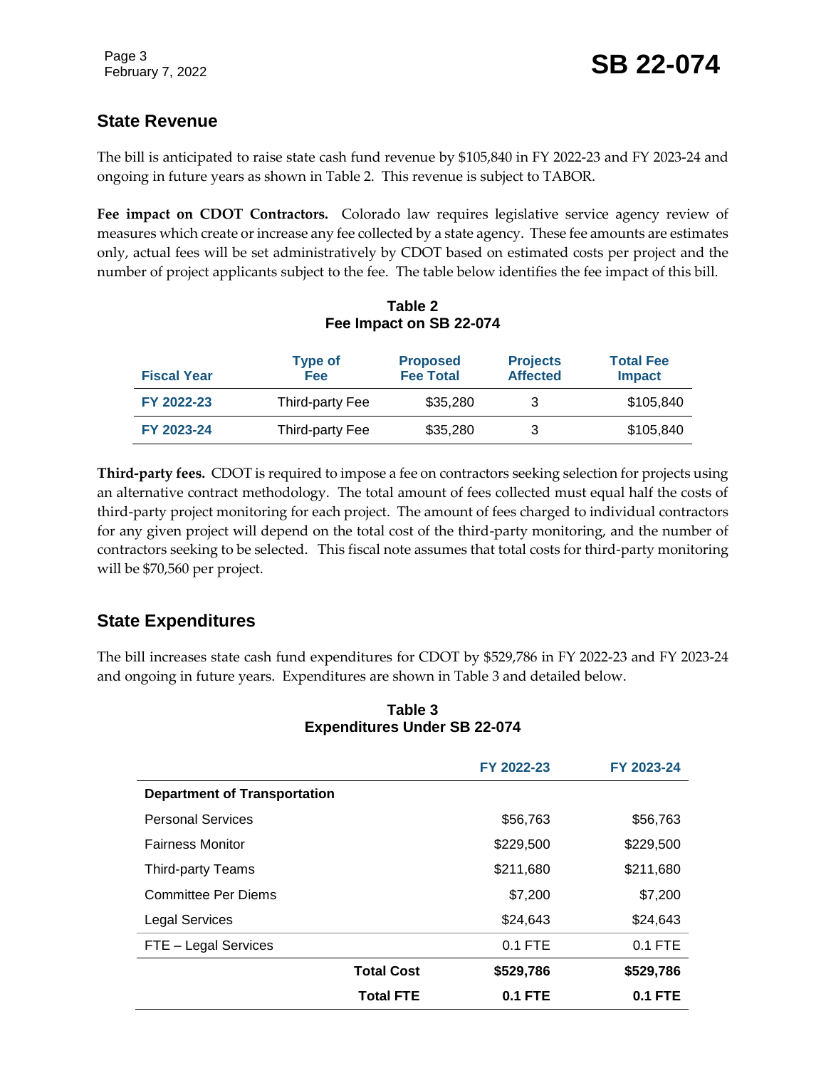## State Revenue

The bill is anticipated to raise state cash fund revenue by $105,840 in FY 2022-23 and FY 2023-24 and ongoing in future years as shown in Table 2. This revenue is subject to TABOR.

**Fee impact on CDOT Contractors.** Colorado law requires legislative service agency review of measures which create or increase any fee collected by a state agency. These fee amounts are estimates only, actual fees will be set administratively by CDOT based on estimated costs per project and the number of project applicants subject to the fee. The table below identifies the fee impact of this bill.

**Table 2**
**Fee Impact on SB 22-074**

| Fiscal Year | Type of Fee | Proposed Fee Total | Projects Affected | Total Fee Impact |
|---|---|---|---|---|
| FY 2022-23 | Third-party Fee | $35,280 | 3 | $105,840 |
| FY 2023-24 | Third-party Fee | $35,280 | 3 | $105,840 |

**Third-party fees.** CDOT is required to impose a fee on contractors seeking selection for projects using an alternative contract methodology. The total amount of fees collected must equal half the costs of third-party project monitoring for each project. The amount of fees charged to individual contractors for any given project will depend on the total cost of the third-party monitoring, and the number of contractors seeking to be selected. This fiscal note assumes that total costs for third-party monitoring will be $70,560 per project.

## State Expenditures

The bill increases state cash fund expenditures for CDOT by $529,786 in FY 2022-23 and FY 2023-24 and ongoing in future years. Expenditures are shown in Table 3 and detailed below.

**Table 3**
**Expenditures Under SB 22-074**

| | FY 2022-23 | FY 2023-24 |
|---|---|---|
| **Department of Transportation** | | |
| Personal Services | $56,763 | $56,763 |
| Fairness Monitor | $229,500 | $229,500 |
| Third-party Teams | $211,680 | $211,680 |
| Committee Per Diems | $7,200 | $7,200 |
| Legal Services | $24,643 | $24,643 |
| FTE – Legal Services | 0.1 FTE | 0.1 FTE |
| **Total Cost** | **$529,786** | **$529,786** |
| **Total FTE** | **0.1 FTE** | **0.1 FTE** |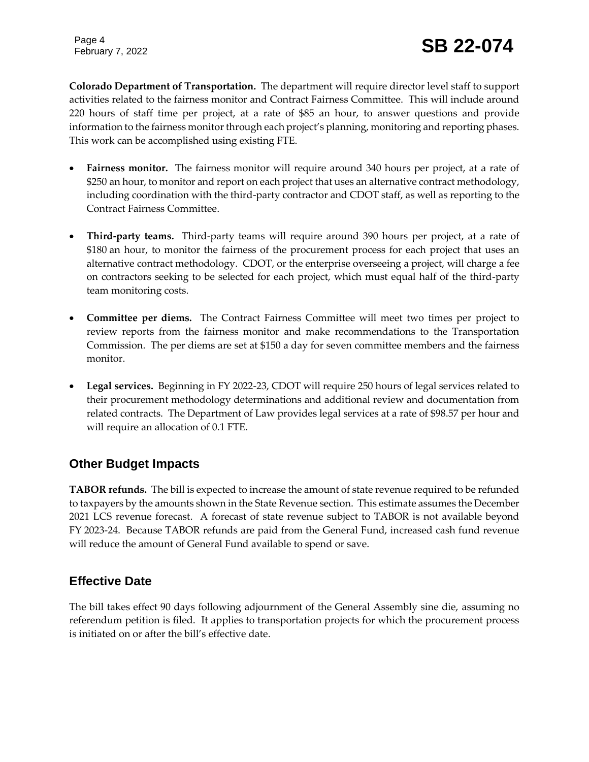**Colorado Department of Transportation.** The department will require director level staff to support activities related to the fairness monitor and Contract Fairness Committee. This will include around 220 hours of staff time per project, at a rate of $85 an hour, to answer questions and provide information to the fairness monitor through each project's planning, monitoring and reporting phases. This work can be accomplished using existing FTE.

- **Fairness monitor.** The fairness monitor will require around 340 hours per project, at a rate of $250 an hour, to monitor and report on each project that uses an alternative contract methodology, including coordination with the third-party contractor and CDOT staff, as well as reporting to the Contract Fairness Committee.

- **Third-party teams.** Third-party teams will require around 390 hours per project, at a rate of $180 an hour, to monitor the fairness of the procurement process for each project that uses an alternative contract methodology. CDOT, or the enterprise overseeing a project, will charge a fee on contractors seeking to be selected for each project, which must equal half of the third-party team monitoring costs.

- **Committee per diems.** The Contract Fairness Committee will meet two times per project to review reports from the fairness monitor and make recommendations to the Transportation Commission. The per diems are set at $150 a day for seven committee members and the fairness monitor.

- **Legal services.** Beginning in FY 2022-23, CDOT will require 250 hours of legal services related to their procurement methodology determinations and additional review and documentation from related contracts. The Department of Law provides legal services at a rate of $98.57 per hour and will require an allocation of 0.1 FTE.

## Other Budget Impacts

**TABOR refunds.** The bill is expected to increase the amount of state revenue required to be refunded to taxpayers by the amounts shown in the State Revenue section. This estimate assumes the December 2021 LCS revenue forecast. A forecast of state revenue subject to TABOR is not available beyond FY 2023-24. Because TABOR refunds are paid from the General Fund, increased cash fund revenue will reduce the amount of General Fund available to spend or save.

## Effective Date

The bill takes effect 90 days following adjournment of the General Assembly sine die, assuming no referendum petition is filed. It applies to transportation projects for which the procurement process is initiated on or after the bill's effective date.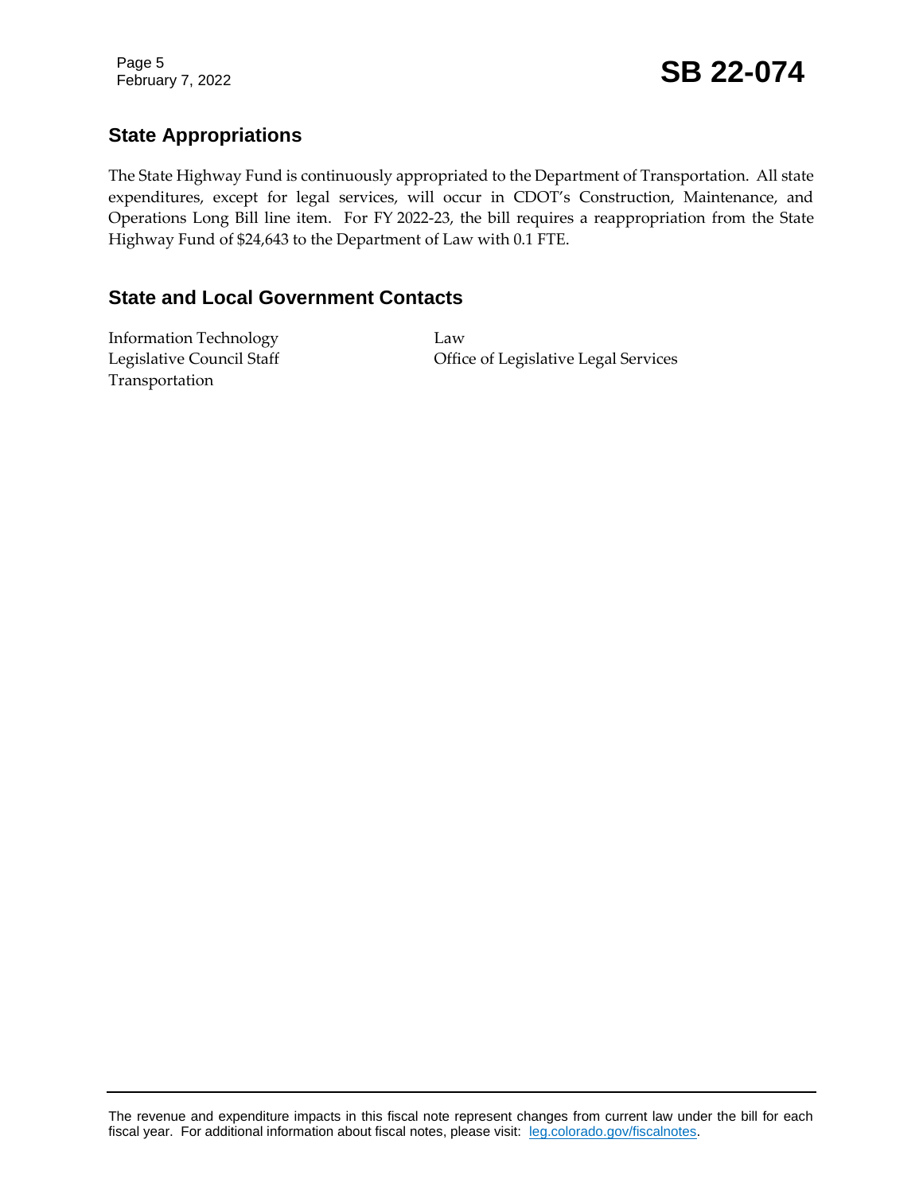## State Appropriations

The State Highway Fund is continuously appropriated to the Department of Transportation. All state expenditures, except for legal services, will occur in CDOT's Construction, Maintenance, and Operations Long Bill line item. For FY 2022-23, the bill requires a reappropriation from the State Highway Fund of $24,643 to the Department of Law with 0.1 FTE.

## State and Local Government Contacts

Information Technology
Law
Legislative Council Staff
Office of Legislative Legal Services
Transportation

The revenue and expenditure impacts in this fiscal note represent changes from current law under the bill for each fiscal year. For additional information about fiscal notes, please visit: leg.colorado.gov/fiscalnotes.